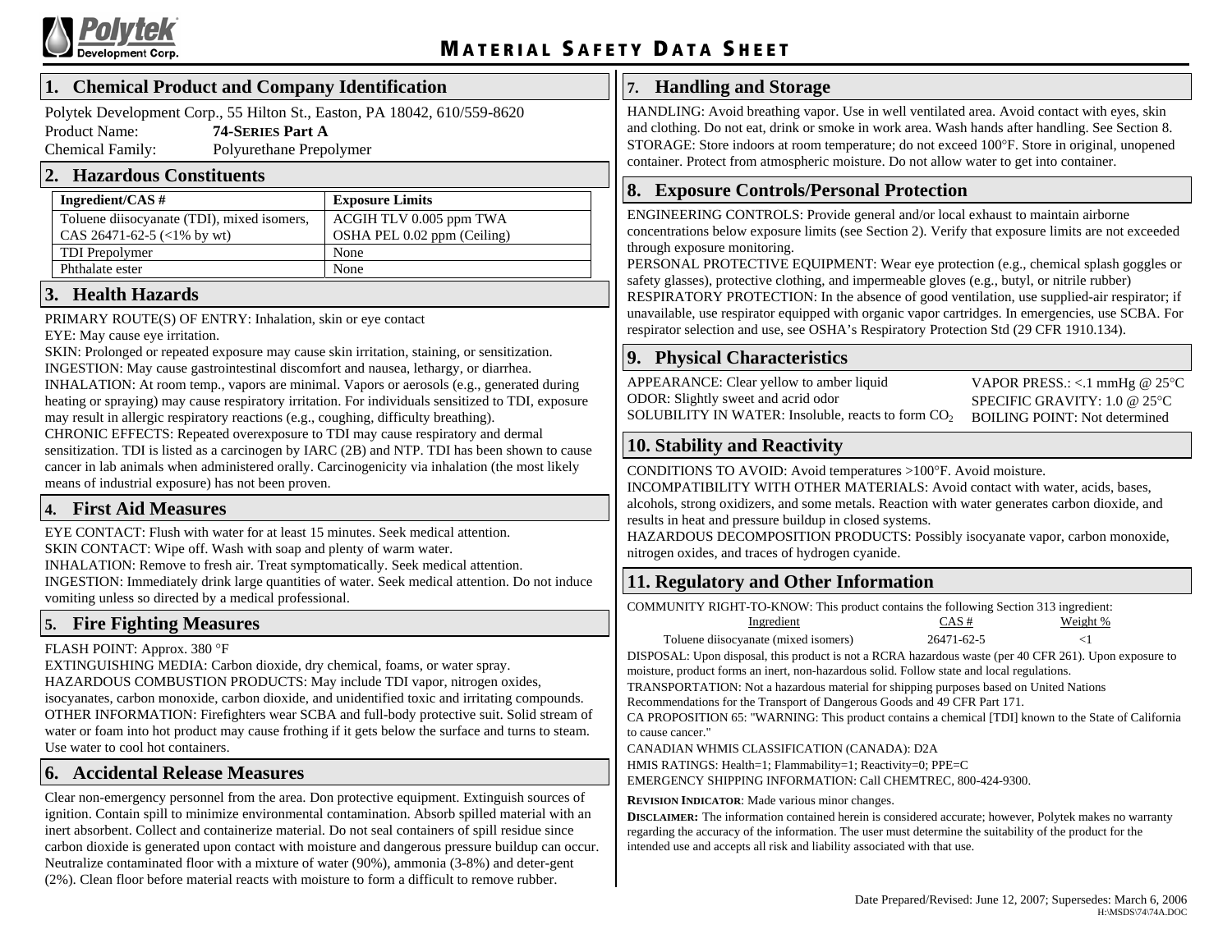# Polytek Development Corp.

# MATERIAL SAFETY DATA SHEET

## 1. Chemical Product and Company Identification

Polytek Development Corp., 55 Hilton St., Easton, PA 18042, 610/559-8620

Product Name: **74-Series Part A**

Chemical Family: Polyurethane Prepolymer

## 2. Hazardous Constituents

| Ingredient/CAS # | Exposure Limits |
|---|---|
| Toluene diisocyanate (TDI), mixed isomers, CAS 26471-62-5 (<1% by wt) | ACGIH TLV 0.005 ppm TWA OSHA PEL 0.02 ppm (Ceiling) |
| TDI Prepolymer | None |
| Phthalate ester | None |

## 3. Health Hazards

PRIMARY ROUTE(S) OF ENTRY: Inhalation, skin or eye contact

EYE: May cause eye irritation.

SKIN: Prolonged or repeated exposure may cause skin irritation, staining, or sensitization.

INGESTION: May cause gastrointestinal discomfort and nausea, lethargy, or diarrhea.

INHALATION: At room temp., vapors are minimal. Vapors or aerosols (e.g., generated during heating or spraying) may cause respiratory irritation. For individuals sensitized to TDI, exposure may result in allergic respiratory reactions (e.g., coughing, difficulty breathing).

CHRONIC EFFECTS: Repeated overexposure to TDI may cause respiratory and dermal sensitization. TDI is listed as a carcinogen by IARC (2B) and NTP. TDI has been shown to cause cancer in lab animals when administered orally. Carcinogenicity via inhalation (the most likely means of industrial exposure) has not been proven.

## 4. First Aid Measures

EYE CONTACT: Flush with water for at least 15 minutes. Seek medical attention.

SKIN CONTACT: Wipe off. Wash with soap and plenty of warm water.

INHALATION: Remove to fresh air. Treat symptomatically. Seek medical attention.

INGESTION: Immediately drink large quantities of water. Seek medical attention. Do not induce vomiting unless so directed by a medical professional.

## 5. Fire Fighting Measures

FLASH POINT: Approx. 380 °F

EXTINGUISHING MEDIA: Carbon dioxide, dry chemical, foams, or water spray.

HAZARDOUS COMBUSTION PRODUCTS: May include TDI vapor, nitrogen oxides, isocyanates, carbon monoxide, carbon dioxide, and unidentified toxic and irritating compounds.

OTHER INFORMATION: Firefighters wear SCBA and full-body protective suit. Solid stream of water or foam into hot product may cause frothing if it gets below the surface and turns to steam. Use water to cool hot containers.

## 6. Accidental Release Measures

Clear non-emergency personnel from the area. Don protective equipment. Extinguish sources of ignition. Contain spill to minimize environmental contamination. Absorb spilled material with an inert absorbent. Collect and containerize material. Do not seal containers of spill residue since carbon dioxide is generated upon contact with moisture and dangerous pressure buildup can occur. Neutralize contaminated floor with a mixture of water (90%), ammonia (3-8%) and deter-gent (2%). Clean floor before material reacts with moisture to form a difficult to remove rubber.

## 7. Handling and Storage

HANDLING: Avoid breathing vapor. Use in well ventilated area. Avoid contact with eyes, skin and clothing. Do not eat, drink or smoke in work area. Wash hands after handling. See Section 8.

STORAGE: Store indoors at room temperature; do not exceed 100°F. Store in original, unopened container. Protect from atmospheric moisture. Do not allow water to get into container.

## 8. Exposure Controls/Personal Protection

ENGINEERING CONTROLS: Provide general and/or local exhaust to maintain airborne concentrations below exposure limits (see Section 2). Verify that exposure limits are not exceeded through exposure monitoring.

PERSONAL PROTECTIVE EQUIPMENT: Wear eye protection (e.g., chemical splash goggles or safety glasses), protective clothing, and impermeable gloves (e.g., butyl, or nitrile rubber)

RESPIRATORY PROTECTION: In the absence of good ventilation, use supplied-air respirator; if unavailable, use respirator equipped with organic vapor cartridges. In emergencies, use SCBA. For respirator selection and use, see OSHA's Respiratory Protection Std (29 CFR 1910.134).

## 9. Physical Characteristics

APPEARANCE: Clear yellow to amber liquid

ODOR: Slightly sweet and acrid odor

SOLUBILITY IN WATER: Insoluble, reacts to form $CO_2$

VAPOR PRESS.: <.1 mmHg @ 25°C

SPECIFIC GRAVITY: 1.0 @ 25°C

BOILING POINT: Not determined

## 10. Stability and Reactivity

CONDITIONS TO AVOID: Avoid temperatures >100°F. Avoid moisture.

INCOMPATIBILITY WITH OTHER MATERIALS: Avoid contact with water, acids, bases, alcohols, strong oxidizers, and some metals. Reaction with water generates carbon dioxide, and results in heat and pressure buildup in closed systems.

HAZARDOUS DECOMPOSITION PRODUCTS: Possibly isocyanate vapor, carbon monoxide, nitrogen oxides, and traces of hydrogen cyanide.

## 11. Regulatory and Other Information

COMMUNITY RIGHT-TO-KNOW: This product contains the following Section 313 ingredient:

| Ingredient | CAS # | Weight % |
|---|---|---|
| Toluene diisocyanate (mixed isomers) | 26471-62-5 | <1 |

DISPOSAL: Upon disposal, this product is not a RCRA hazardous waste (per 40 CFR 261). Upon exposure to moisture, product forms an inert, non-hazardous solid. Follow state and local regulations.

TRANSPORTATION: Not a hazardous material for shipping purposes based on United Nations Recommendations for the Transport of Dangerous Goods and 49 CFR Part 171.

CA PROPOSITION 65: "WARNING: This product contains a chemical [TDI] known to the State of California to cause cancer."

CANADIAN WHMIS CLASSIFICATION (CANADA): D2A

HMIS RATINGS: Health=1; Flammability=1; Reactivity=0; PPE=C

EMERGENCY SHIPPING INFORMATION: Call CHEMTREC, 800-424-9300.

**Revision Indicator**: Made various minor changes.

**Disclaimer:** The information contained herein is considered accurate; however, Polytek makes no warranty regarding the accuracy of the information. The user must determine the suitability of the product for the intended use and accepts all risk and liability associated with that use.

Date Prepared/Revised: June 12, 2007; Supersedes: March 6, 2006
H:\MSDS\74\74A.DOC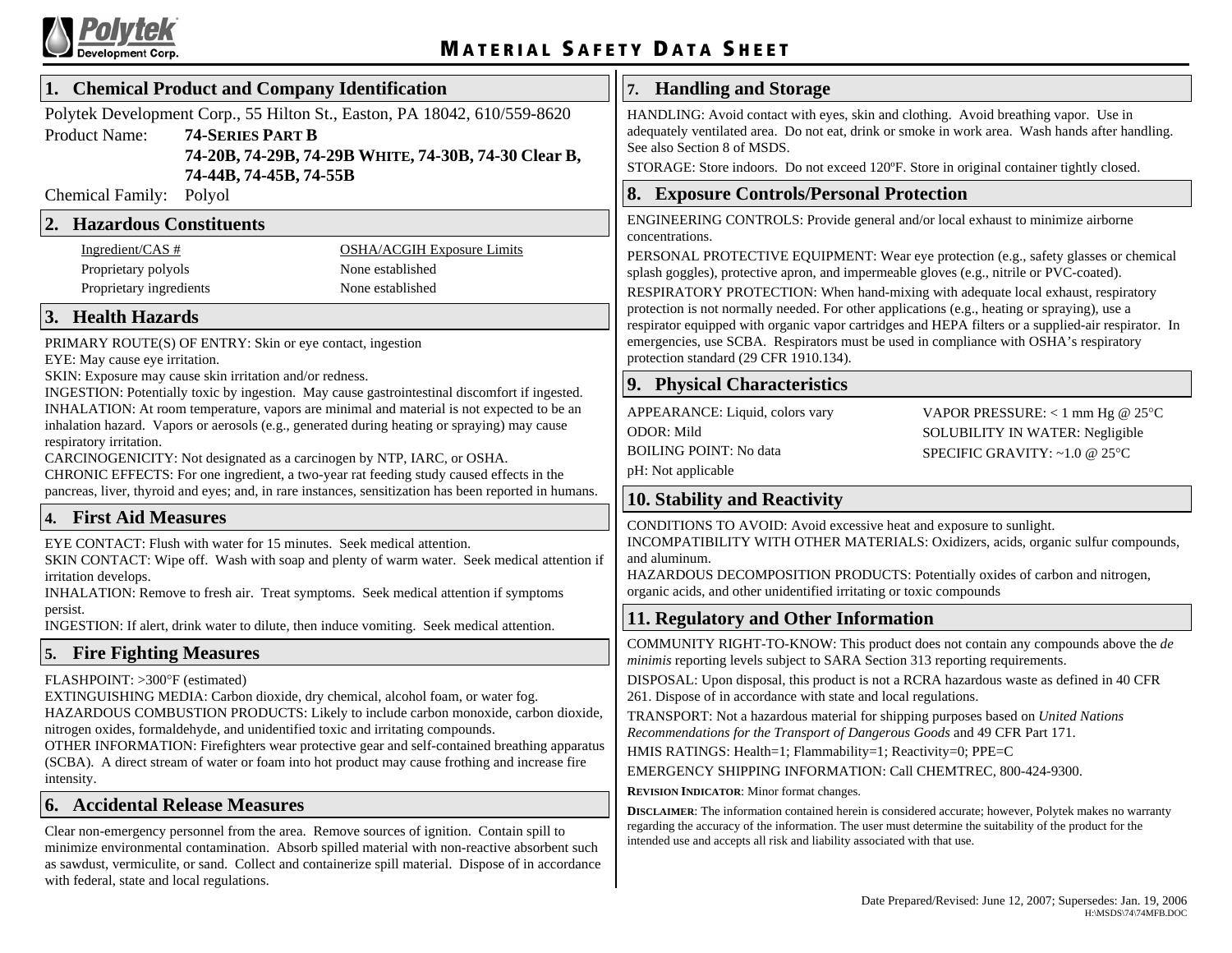# MATERIAL SAFETY DATA SHEET

## 1. Chemical Product and Company Identification

Polytek Development Corp., 55 Hilton St., Easton, PA 18042, 610/559-8620

Product Name: **74-SERIES PART B**
**74-20B, 74-29B, 74-29B WHITE, 74-30B, 74-30 Clear B, 74-44B, 74-45B, 74-55B**

Chemical Family: Polyol

## 2. Hazardous Constituents

| Ingredient/CAS # | OSHA/ACGIH Exposure Limits |
|---|---|
| Proprietary polyols | None established |
| Proprietary ingredients | None established |

## 3. Health Hazards

PRIMARY ROUTE(S) OF ENTRY: Skin or eye contact, ingestion
EYE: May cause eye irritation.
SKIN: Exposure may cause skin irritation and/or redness.
INGESTION: Potentially toxic by ingestion. May cause gastrointestinal discomfort if ingested.
INHALATION: At room temperature, vapors are minimal and material is not expected to be an inhalation hazard. Vapors or aerosols (e.g., generated during heating or spraying) may cause respiratory irritation.
CARCINOGENICITY: Not designated as a carcinogen by NTP, IARC, or OSHA.
CHRONIC EFFECTS: For one ingredient, a two-year rat feeding study caused effects in the pancreas, liver, thyroid and eyes; and, in rare instances, sensitization has been reported in humans.

## 4. First Aid Measures

EYE CONTACT: Flush with water for 15 minutes. Seek medical attention.
SKIN CONTACT: Wipe off. Wash with soap and plenty of warm water. Seek medical attention if irritation develops.
INHALATION: Remove to fresh air. Treat symptoms. Seek medical attention if symptoms persist.
INGESTION: If alert, drink water to dilute, then induce vomiting. Seek medical attention.

## 5. Fire Fighting Measures

FLASHPOINT: >300°F (estimated)
EXTINGUISHING MEDIA: Carbon dioxide, dry chemical, alcohol foam, or water fog.
HAZARDOUS COMBUSTION PRODUCTS: Likely to include carbon monoxide, carbon dioxide, nitrogen oxides, formaldehyde, and unidentified toxic and irritating compounds.
OTHER INFORMATION: Firefighters wear protective gear and self-contained breathing apparatus (SCBA). A direct stream of water or foam into hot product may cause frothing and increase fire intensity.

## 6. Accidental Release Measures

Clear non-emergency personnel from the area. Remove sources of ignition. Contain spill to minimize environmental contamination. Absorb spilled material with non-reactive absorbent such as sawdust, vermiculite, or sand. Collect and containerize spill material. Dispose of in accordance with federal, state and local regulations.

## 7. Handling and Storage

HANDLING: Avoid contact with eyes, skin and clothing. Avoid breathing vapor. Use in adequately ventilated area. Do not eat, drink or smoke in work area. Wash hands after handling. See also Section 8 of MSDS.

STORAGE: Store indoors. Do not exceed 120ºF. Store in original container tightly closed.

## 8. Exposure Controls/Personal Protection

ENGINEERING CONTROLS: Provide general and/or local exhaust to minimize airborne concentrations.

PERSONAL PROTECTIVE EQUIPMENT: Wear eye protection (e.g., safety glasses or chemical splash goggles), protective apron, and impermeable gloves (e.g., nitrile or PVC-coated).

RESPIRATORY PROTECTION: When hand-mixing with adequate local exhaust, respiratory protection is not normally needed. For other applications (e.g., heating or spraying), use a respirator equipped with organic vapor cartridges and HEPA filters or a supplied-air respirator. In emergencies, use SCBA. Respirators must be used in compliance with OSHA's respiratory protection standard (29 CFR 1910.134).

## 9. Physical Characteristics

APPEARANCE: Liquid, colors vary
ODOR: Mild
BOILING POINT: No data
pH: Not applicable
VAPOR PRESSURE: < 1 mm Hg @ 25°C
SOLUBILITY IN WATER: Negligible
SPECIFIC GRAVITY: ~1.0 @ 25°C

## 10. Stability and Reactivity

CONDITIONS TO AVOID: Avoid excessive heat and exposure to sunlight.
INCOMPATIBILITY WITH OTHER MATERIALS: Oxidizers, acids, organic sulfur compounds, and aluminum.
HAZARDOUS DECOMPOSITION PRODUCTS: Potentially oxides of carbon and nitrogen, organic acids, and other unidentified irritating or toxic compounds

## 11. Regulatory and Other Information

COMMUNITY RIGHT-TO-KNOW: This product does not contain any compounds above the *de minimis* reporting levels subject to SARA Section 313 reporting requirements.

DISPOSAL: Upon disposal, this product is not a RCRA hazardous waste as defined in 40 CFR 261. Dispose of in accordance with state and local regulations.

TRANSPORT: Not a hazardous material for shipping purposes based on *United Nations Recommendations for the Transport of Dangerous Goods* and 49 CFR Part 171.

HMIS RATINGS: Health=1; Flammability=1; Reactivity=0; PPE=C

EMERGENCY SHIPPING INFORMATION: Call CHEMTREC, 800-424-9300.

**REVISION INDICATOR**: Minor format changes.

**DISCLAIMER**: The information contained herein is considered accurate; however, Polytek makes no warranty regarding the accuracy of the information. The user must determine the suitability of the product for the intended use and accepts all risk and liability associated with that use.

Date Prepared/Revised: June 12, 2007; Supersedes: Jan. 19, 2006
H:\MSDS\74\74MFB.DOC